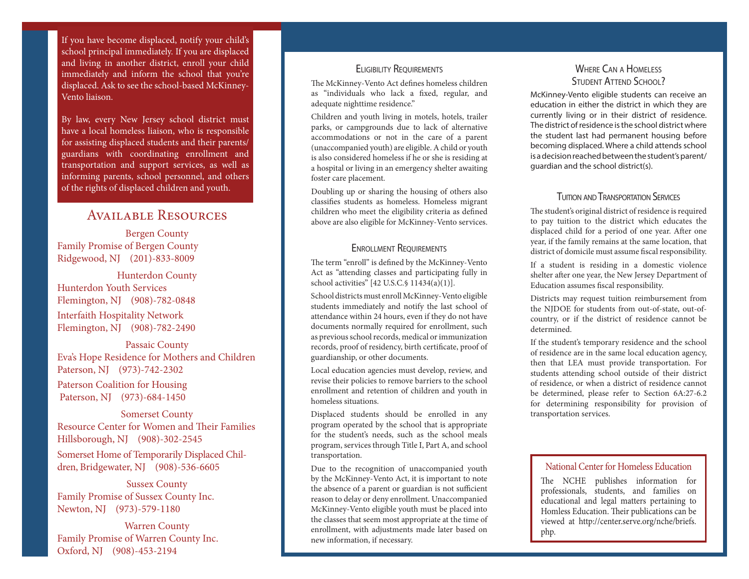If you have become displaced, notify your child's school principal immediately. If you are displaced and living in another district, enroll your child immediately and inform the school that you're displaced. Ask to see the school-based McKinney-Vento liaison.

By law, every New Jersey school district must have a local homeless liaison, who is responsible for assisting displaced students and their parents/guardians with coordinating enrollment and transportation and support services, as well as informing parents, school personnel, and others of the rights of displaced children and youth.

## Available Resources

**Bergen County**

Family Promise of Bergen County
Ridgewood, NJ (201)-833-8009

**Hunterdon County**

Hunterdon Youth Services
Flemington, NJ (908)-782-0848

Interfaith Hospitality Network
Flemington, NJ (908)-782-2490

**Passaic County**

Eva's Hope Residence for Mothers and Children
Paterson, NJ (973)-742-2302

Paterson Coalition for Housing
Paterson, NJ (973)-684-1450

**Somerset County**

Resource Center for Women and Their Families
Hillsborough, NJ (908)-302-2545

Somerset Home of Temporarily Displaced Children, Bridgewater, NJ (908)-536-6605

**Sussex County**

Family Promise of Sussex County Inc.
Newton, NJ (973)-579-1180

**Warren County**

Family Promise of Warren County Inc.
Oxford, NJ (908)-453-2194

### Eligibility Requirements

The McKinney-Vento Act defines homeless children as "individuals who lack a fixed, regular, and adequate nighttime residence."

Children and youth living in motels, hotels, trailer parks, or campgrounds due to lack of alternative accommodations or not in the care of a parent (unaccompanied youth) are eligible. A child or youth is also considered homeless if he or she is residing at a hospital or living in an emergency shelter awaiting foster care placement.

Doubling up or sharing the housing of others also classifies students as homeless. Homeless migrant children who meet the eligibility criteria as defined above are also eligible for McKinney-Vento services.

### Enrollment Requirements

The term "enroll" is defined by the McKinney-Vento Act as "attending classes and participating fully in school activities" [42 U.S.C.§ 11434(a)(1)].

School districts must enroll McKinney-Vento eligible students immediately and notify the last school of attendance within 24 hours, even if they do not have documents normally required for enrollment, such as previous school records, medical or immunization records, proof of residency, birth certificate, proof of guardianship, or other documents.

Local education agencies must develop, review, and revise their policies to remove barriers to the school enrollment and retention of children and youth in homeless situations.

Displaced students should be enrolled in any program operated by the school that is appropriate for the student's needs, such as the school meals program, services through Title I, Part A, and school transportation.

Due to the recognition of unaccompanied youth by the McKinney-Vento Act, it is important to note the absence of a parent or guardian is not sufficient reason to delay or deny enrollment. Unaccompanied McKinney-Vento eligible youth must be placed into the classes that seem most appropriate at the time of enrollment, with adjustments made later based on new information, if necessary.

### Where Can a Homeless Student Attend School?

McKinney-Vento eligible students can receive an education in either the district in which they are currently living or in their district of residence. The district of residence is the school district where the student last had permanent housing before becoming displaced. Where a child attends school is a decision reached between the student's parent/guardian and the school district(s).

### Tuition and Transportation Services

The student's original district of residence is required to pay tuition to the district which educates the displaced child for a period of one year. After one year, if the family remains at the same location, that district of domicile must assume fiscal responsibility.

If a student is residing in a domestic violence shelter after one year, the New Jersey Department of Education assumes fiscal responsibility.

Districts may request tuition reimbursement from the NJDOE for students from out-of-state, out-of-country, or if the district of residence cannot be determined.

If the student's temporary residence and the school of residence are in the same local education agency, then that LEA must provide transportation. For students attending school outside of their district of residence, or when a district of residence cannot be determined, please refer to Section 6A:27-6.2 for determining responsibility for provision of transportation services.

**National Center for Homeless Education**

The NCHE publishes information for professionals, students, and families on educational and legal matters pertaining to Homless Education. Their publications can be viewed at http://center.serve.org/nche/briefs.php.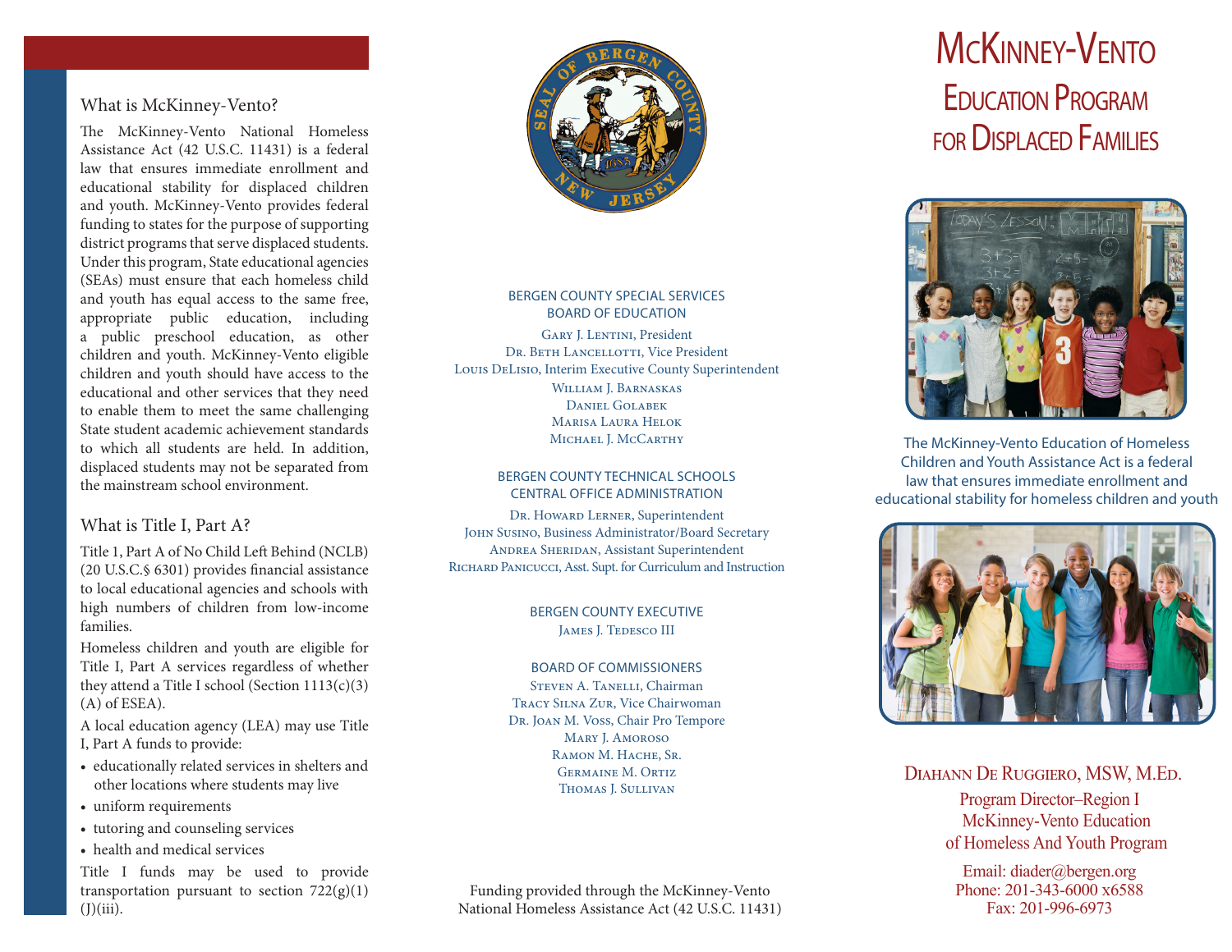## What is McKinney-Vento?

The McKinney-Vento National Homeless Assistance Act (42 U.S.C. 11431) is a federal law that ensures immediate enrollment and educational stability for displaced children and youth. McKinney-Vento provides federal funding to states for the purpose of supporting district programs that serve displaced students. Under this program, State educational agencies (SEAs) must ensure that each homeless child and youth has equal access to the same free, appropriate public education, including a public preschool education, as other children and youth. McKinney-Vento eligible children and youth should have access to the educational and other services that they need to enable them to meet the same challenging State student academic achievement standards to which all students are held. In addition, displaced students may not be separated from the mainstream school environment.

## What is Title I, Part A?

Title 1, Part A of No Child Left Behind (NCLB) (20 U.S.C.§ 6301) provides financial assistance to local educational agencies and schools with high numbers of children from low-income families.

Homeless children and youth are eligible for Title I, Part A services regardless of whether they attend a Title I school (Section 1113(c)(3)(A) of ESEA).

A local education agency (LEA) may use Title I, Part A funds to provide:

- educationally related services in shelters and other locations where students may live
- uniform requirements
- tutoring and counseling services
- health and medical services

Title I funds may be used to provide transportation pursuant to section 722(g)(1)(J)(iii).

SEAL OF BERGEN COUNTY NEW JERSEY 1683

BERGEN COUNTY SPECIAL SERVICES
BOARD OF EDUCATION

Gary J. Lentini, President
Dr. Beth Lancellotti, Vice President
Louis DeLisio, Interim Executive County Superintendent
William J. Barnaskas
Daniel Golabek
Marisa Laura Helok
Michael J. McCarthy

BERGEN COUNTY TECHNICAL SCHOOLS
CENTRAL OFFICE ADMINISTRATION

Dr. Howard Lerner, Superintendent
John Susino, Business Administrator/Board Secretary
Andrea Sheridan, Assistant Superintendent
Richard Panicucci, Asst. Supt. for Curriculum and Instruction

BERGEN COUNTY EXECUTIVE
James J. Tedesco III

BOARD OF COMMISSIONERS
Steven A. Tanelli, Chairman
Tracy Silna Zur, Vice Chairwoman
Dr. Joan M. Voss, Chair Pro Tempore
Mary J. Amoroso
Ramon M. Hache, Sr.
Germaine M. Ortiz
Thomas J. Sullivan

Funding provided through the McKinney-Vento National Homeless Assistance Act (42 U.S.C. 11431)

# McKinney-Vento Education Program for Displaced Families

The McKinney-Vento Education of Homeless Children and Youth Assistance Act is a federal law that ensures immediate enrollment and educational stability for homeless children and youth

Diahann De Ruggiero, MSW, M.Ed.
Program Director–Region I
McKinney-Vento Education of Homeless And Youth Program

Email: diader@bergen.org
Phone: 201-343-6000 x6588
Fax: 201-996-6973